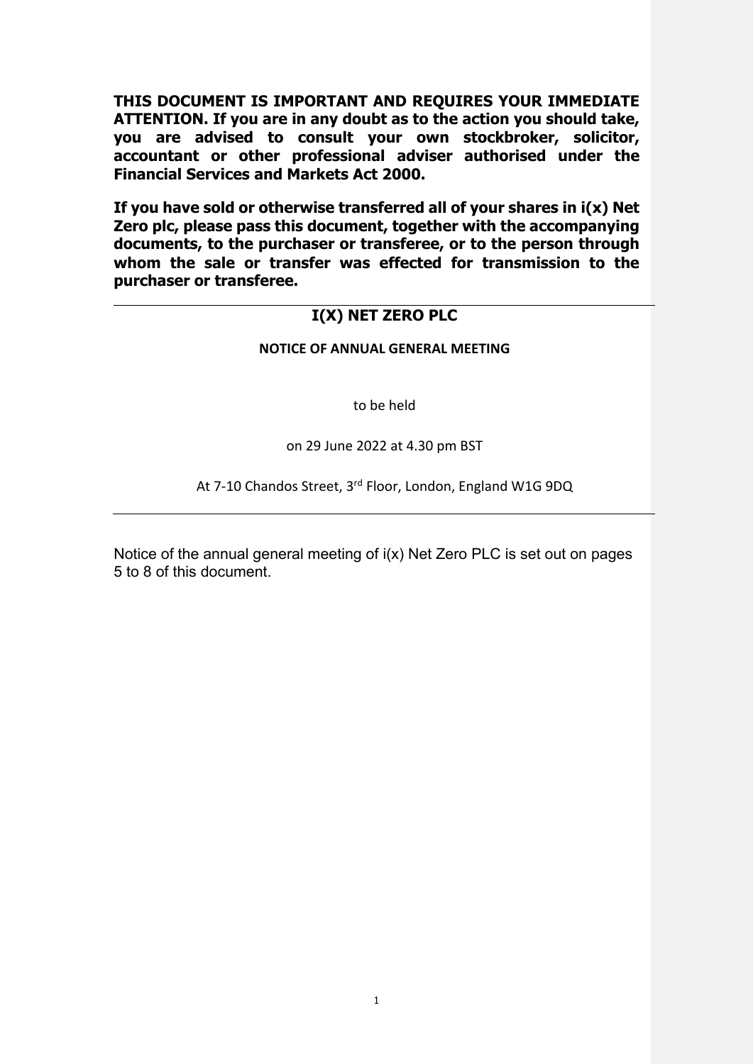**THIS DOCUMENT IS IMPORTANT AND REQUIRES YOUR IMMEDIATE ATTENTION. If you are in any doubt as to the action you should take, you are advised to consult your own stockbroker, solicitor, accountant or other professional adviser authorised under the Financial Services and Markets Act 2000.**

**If you have sold or otherwise transferred all of your shares in i(x) Net Zero plc, please pass this document, together with the accompanying documents, to the purchaser or transferee, or to the person through whom the sale or transfer was effected for transmission to the purchaser or transferee.**

---

# I(X) NET ZERO PLC

## NOTICE OF ANNUAL GENERAL MEETING

to be held

on 29 June 2022 at 4.30 pm BST

At 7-10 Chandos Street, 3rd Floor, London, England W1G 9DQ

---

Notice of the annual general meeting of i(x) Net Zero PLC is set out on pages 5 to 8 of this document.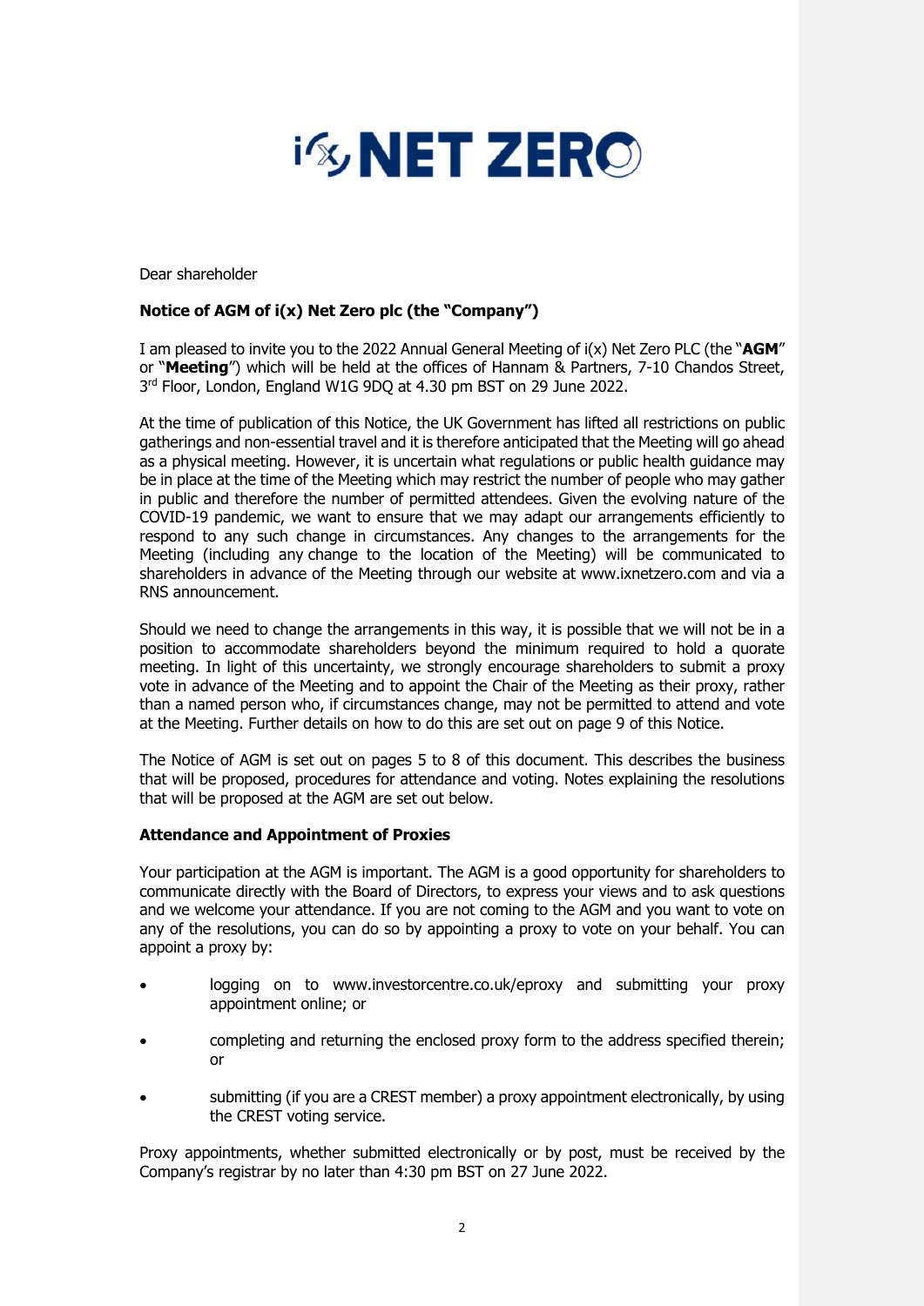Dear shareholder

**Notice of AGM of i(x) Net Zero plc (the "Company")**

I am pleased to invite you to the 2022 Annual General Meeting of i(x) Net Zero PLC (the "**AGM**" or "**Meeting**") which will be held at the offices of Hannam & Partners, 7-10 Chandos Street, 3rd Floor, London, England W1G 9DQ at 4.30 pm BST on 29 June 2022.

At the time of publication of this Notice, the UK Government has lifted all restrictions on public gatherings and non-essential travel and it is therefore anticipated that the Meeting will go ahead as a physical meeting. However, it is uncertain what regulations or public health guidance may be in place at the time of the Meeting which may restrict the number of people who may gather in public and therefore the number of permitted attendees. Given the evolving nature of the COVID-19 pandemic, we want to ensure that we may adapt our arrangements efficiently to respond to any such change in circumstances. Any changes to the arrangements for the Meeting (including any change to the location of the Meeting) will be communicated to shareholders in advance of the Meeting through our website at www.ixnetzero.com and via a RNS announcement.

Should we need to change the arrangements in this way, it is possible that we will not be in a position to accommodate shareholders beyond the minimum required to hold a quorate meeting. In light of this uncertainty, we strongly encourage shareholders to submit a proxy vote in advance of the Meeting and to appoint the Chair of the Meeting as their proxy, rather than a named person who, if circumstances change, may not be permitted to attend and vote at the Meeting. Further details on how to do this are set out on page 9 of this Notice.

The Notice of AGM is set out on pages 5 to 8 of this document. This describes the business that will be proposed, procedures for attendance and voting. Notes explaining the resolutions that will be proposed at the AGM are set out below.

**Attendance and Appointment of Proxies**

Your participation at the AGM is important. The AGM is a good opportunity for shareholders to communicate directly with the Board of Directors, to express your views and to ask questions and we welcome your attendance. If you are not coming to the AGM and you want to vote on any of the resolutions, you can do so by appointing a proxy to vote on your behalf. You can appoint a proxy by:

- logging on to www.investorcentre.co.uk/eproxy and submitting your proxy appointment online; or
- completing and returning the enclosed proxy form to the address specified therein; or
- submitting (if you are a CREST member) a proxy appointment electronically, by using the CREST voting service.

Proxy appointments, whether submitted electronically or by post, must be received by the Company's registrar by no later than 4:30 pm BST on 27 June 2022.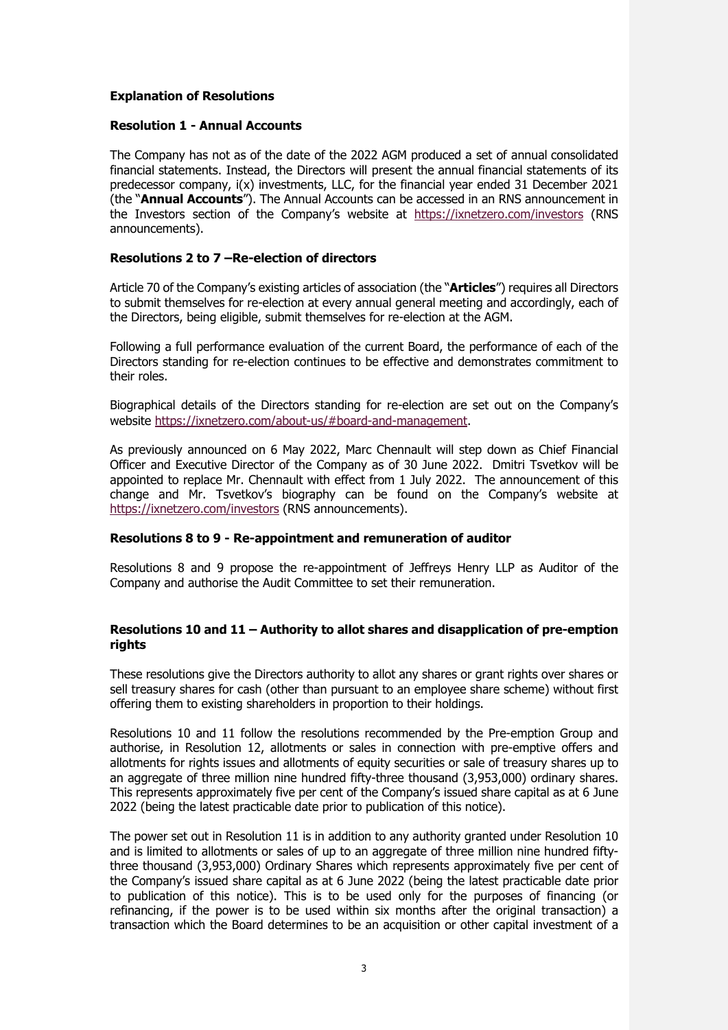**Explanation of Resolutions**

**Resolution 1 - Annual Accounts**

The Company has not as of the date of the 2022 AGM produced a set of annual consolidated financial statements. Instead, the Directors will present the annual financial statements of its predecessor company, i(x) investments, LLC, for the financial year ended 31 December 2021 (the "**Annual Accounts**"). The Annual Accounts can be accessed in an RNS announcement in the Investors section of the Company's website at https://ixnetzero.com/investors (RNS announcements).

**Resolutions 2 to 7 –Re-election of directors**

Article 70 of the Company's existing articles of association (the "**Articles**") requires all Directors to submit themselves for re-election at every annual general meeting and accordingly, each of the Directors, being eligible, submit themselves for re-election at the AGM.

Following a full performance evaluation of the current Board, the performance of each of the Directors standing for re-election continues to be effective and demonstrates commitment to their roles.

Biographical details of the Directors standing for re-election are set out on the Company's website https://ixnetzero.com/about-us/#board-and-management.

As previously announced on 6 May 2022, Marc Chennault will step down as Chief Financial Officer and Executive Director of the Company as of 30 June 2022. Dmitri Tsvetkov will be appointed to replace Mr. Chennault with effect from 1 July 2022. The announcement of this change and Mr. Tsvetkov's biography can be found on the Company's website at https://ixnetzero.com/investors (RNS announcements).

**Resolutions 8 to 9 - Re-appointment and remuneration of auditor**

Resolutions 8 and 9 propose the re-appointment of Jeffreys Henry LLP as Auditor of the Company and authorise the Audit Committee to set their remuneration.

**Resolutions 10 and 11 – Authority to allot shares and disapplication of pre-emption rights**

These resolutions give the Directors authority to allot any shares or grant rights over shares or sell treasury shares for cash (other than pursuant to an employee share scheme) without first offering them to existing shareholders in proportion to their holdings.

Resolutions 10 and 11 follow the resolutions recommended by the Pre-emption Group and authorise, in Resolution 12, allotments or sales in connection with pre-emptive offers and allotments for rights issues and allotments of equity securities or sale of treasury shares up to an aggregate of three million nine hundred fifty-three thousand (3,953,000) ordinary shares. This represents approximately five per cent of the Company's issued share capital as at 6 June 2022 (being the latest practicable date prior to publication of this notice).

The power set out in Resolution 11 is in addition to any authority granted under Resolution 10 and is limited to allotments or sales of up to an aggregate of three million nine hundred fifty-three thousand (3,953,000) Ordinary Shares which represents approximately five per cent of the Company's issued share capital as at 6 June 2022 (being the latest practicable date prior to publication of this notice). This is to be used only for the purposes of financing (or refinancing, if the power is to be used within six months after the original transaction) a transaction which the Board determines to be an acquisition or other capital investment of a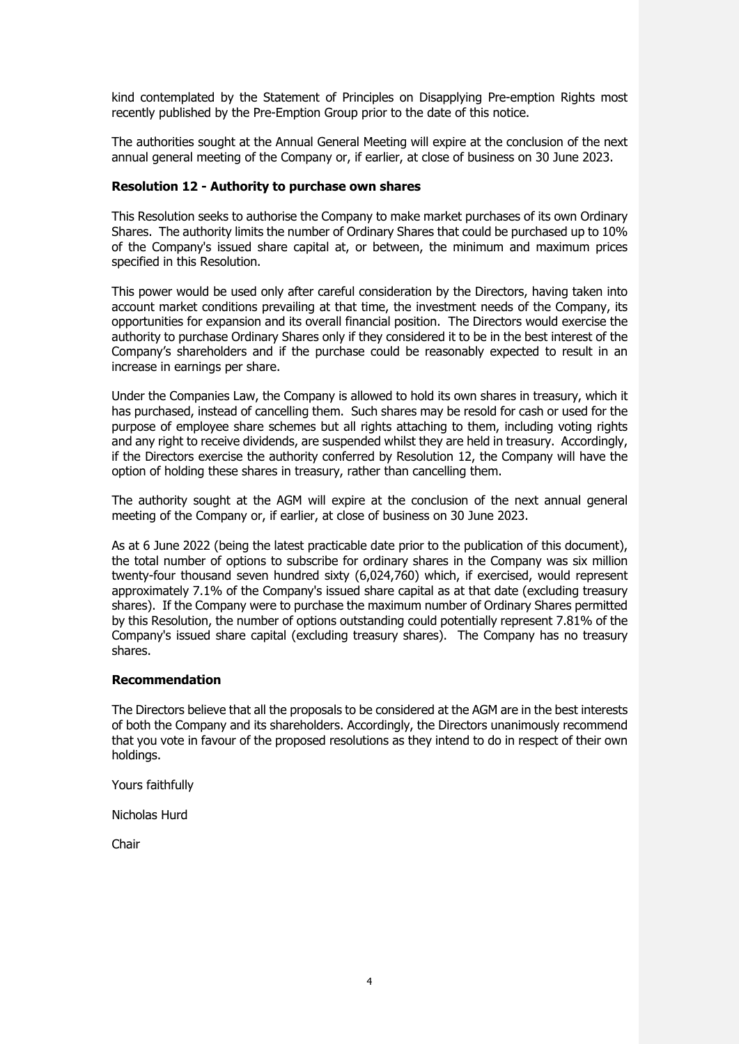kind contemplated by the Statement of Principles on Disapplying Pre-emption Rights most recently published by the Pre-Emption Group prior to the date of this notice.

The authorities sought at the Annual General Meeting will expire at the conclusion of the next annual general meeting of the Company or, if earlier, at close of business on 30 June 2023.

**Resolution 12 - Authority to purchase own shares**

This Resolution seeks to authorise the Company to make market purchases of its own Ordinary Shares. The authority limits the number of Ordinary Shares that could be purchased up to 10% of the Company's issued share capital at, or between, the minimum and maximum prices specified in this Resolution.

This power would be used only after careful consideration by the Directors, having taken into account market conditions prevailing at that time, the investment needs of the Company, its opportunities for expansion and its overall financial position. The Directors would exercise the authority to purchase Ordinary Shares only if they considered it to be in the best interest of the Company's shareholders and if the purchase could be reasonably expected to result in an increase in earnings per share.

Under the Companies Law, the Company is allowed to hold its own shares in treasury, which it has purchased, instead of cancelling them. Such shares may be resold for cash or used for the purpose of employee share schemes but all rights attaching to them, including voting rights and any right to receive dividends, are suspended whilst they are held in treasury. Accordingly, if the Directors exercise the authority conferred by Resolution 12, the Company will have the option of holding these shares in treasury, rather than cancelling them.

The authority sought at the AGM will expire at the conclusion of the next annual general meeting of the Company or, if earlier, at close of business on 30 June 2023.

As at 6 June 2022 (being the latest practicable date prior to the publication of this document), the total number of options to subscribe for ordinary shares in the Company was six million twenty-four thousand seven hundred sixty (6,024,760) which, if exercised, would represent approximately 7.1% of the Company's issued share capital as at that date (excluding treasury shares). If the Company were to purchase the maximum number of Ordinary Shares permitted by this Resolution, the number of options outstanding could potentially represent 7.81% of the Company's issued share capital (excluding treasury shares). The Company has no treasury shares.

**Recommendation**

The Directors believe that all the proposals to be considered at the AGM are in the best interests of both the Company and its shareholders. Accordingly, the Directors unanimously recommend that you vote in favour of the proposed resolutions as they intend to do in respect of their own holdings.

Yours faithfully

Nicholas Hurd

Chair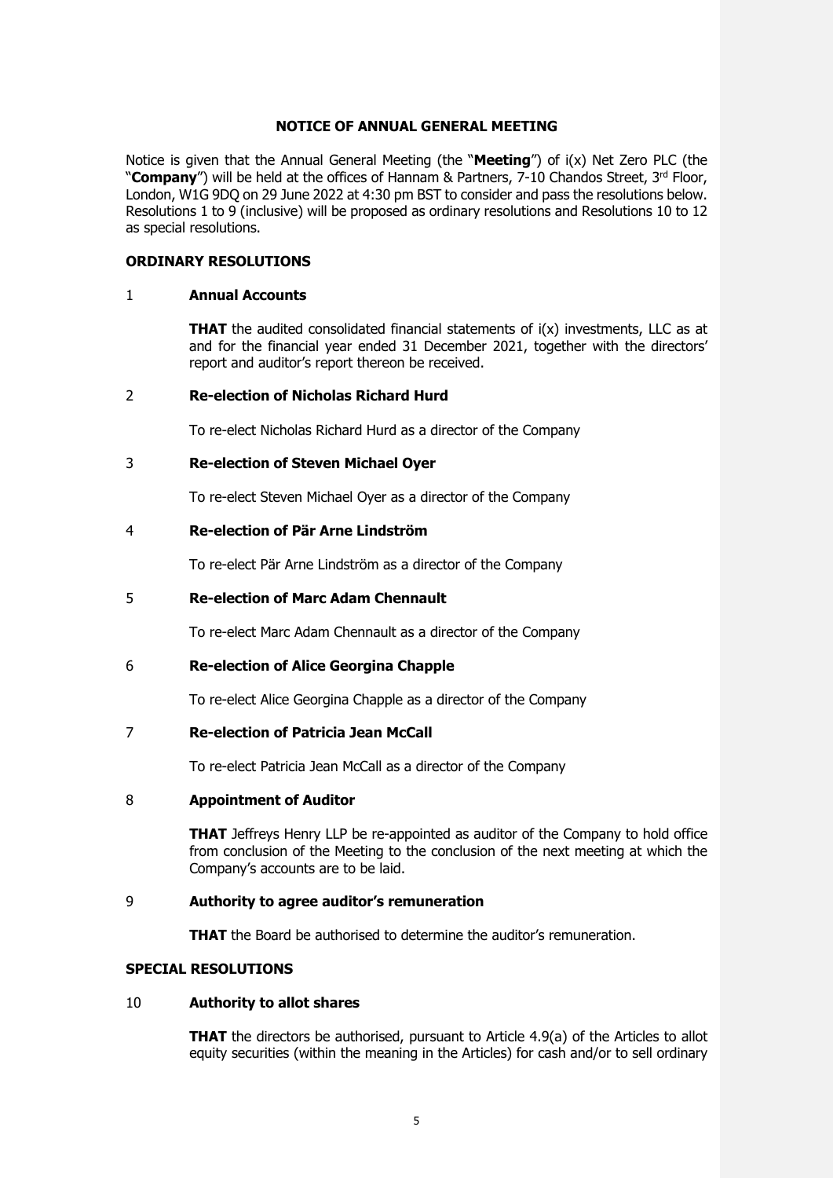## NOTICE OF ANNUAL GENERAL MEETING

Notice is given that the Annual General Meeting (the "**Meeting**") of i(x) Net Zero PLC (the "**Company**") will be held at the offices of Hannam & Partners, 7-10 Chandos Street, 3rd Floor, London, W1G 9DQ on 29 June 2022 at 4:30 pm BST to consider and pass the resolutions below. Resolutions 1 to 9 (inclusive) will be proposed as ordinary resolutions and Resolutions 10 to 12 as special resolutions.

### ORDINARY RESOLUTIONS

**1 Annual Accounts**

**THAT** the audited consolidated financial statements of i(x) investments, LLC as at and for the financial year ended 31 December 2021, together with the directors' report and auditor's report thereon be received.

**2 Re-election of Nicholas Richard Hurd**

To re-elect Nicholas Richard Hurd as a director of the Company

**3 Re-election of Steven Michael Oyer**

To re-elect Steven Michael Oyer as a director of the Company

**4 Re-election of Pär Arne Lindström**

To re-elect Pär Arne Lindström as a director of the Company

**5 Re-election of Marc Adam Chennault**

To re-elect Marc Adam Chennault as a director of the Company

**6 Re-election of Alice Georgina Chapple**

To re-elect Alice Georgina Chapple as a director of the Company

**7 Re-election of Patricia Jean McCall**

To re-elect Patricia Jean McCall as a director of the Company

**8 Appointment of Auditor**

**THAT** Jeffreys Henry LLP be re-appointed as auditor of the Company to hold office from conclusion of the Meeting to the conclusion of the next meeting at which the Company's accounts are to be laid.

**9 Authority to agree auditor's remuneration**

**THAT** the Board be authorised to determine the auditor's remuneration.

### SPECIAL RESOLUTIONS

**10 Authority to allot shares**

**THAT** the directors be authorised, pursuant to Article 4.9(a) of the Articles to allot equity securities (within the meaning in the Articles) for cash and/or to sell ordinary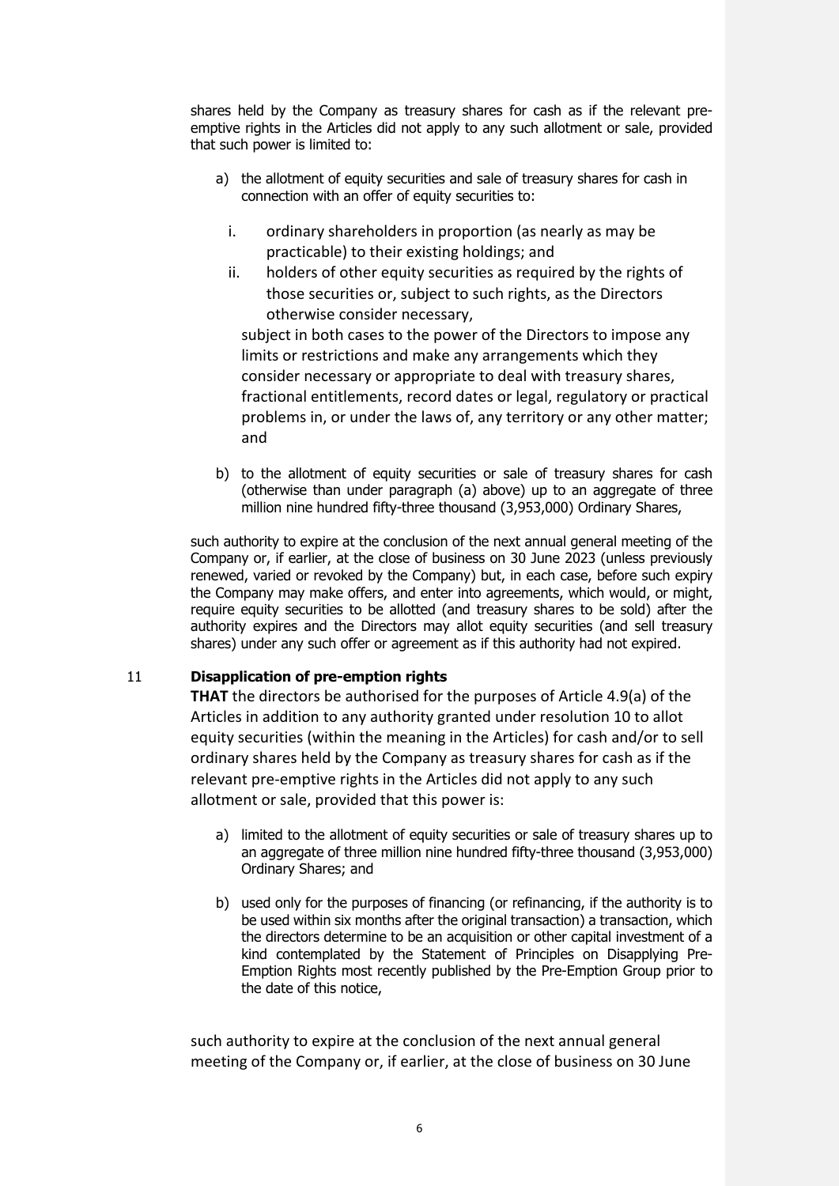shares held by the Company as treasury shares for cash as if the relevant pre-emptive rights in the Articles did not apply to any such allotment or sale, provided that such power is limited to:

a) the allotment of equity securities and sale of treasury shares for cash in connection with an offer of equity securities to:

   i. ordinary shareholders in proportion (as nearly as may be practicable) to their existing holdings; and

   ii. holders of other equity securities as required by the rights of those securities or, subject to such rights, as the Directors otherwise consider necessary,

   subject in both cases to the power of the Directors to impose any limits or restrictions and make any arrangements which they consider necessary or appropriate to deal with treasury shares, fractional entitlements, record dates or legal, regulatory or practical problems in, or under the laws of, any territory or any other matter; and

b) to the allotment of equity securities or sale of treasury shares for cash (otherwise than under paragraph (a) above) up to an aggregate of three million nine hundred fifty-three thousand (3,953,000) Ordinary Shares,

such authority to expire at the conclusion of the next annual general meeting of the Company or, if earlier, at the close of business on 30 June 2023 (unless previously renewed, varied or revoked by the Company) but, in each case, before such expiry the Company may make offers, and enter into agreements, which would, or might, require equity securities to be allotted (and treasury shares to be sold) after the authority expires and the Directors may allot equity securities (and sell treasury shares) under any such offer or agreement as if this authority had not expired.

## 11 Disapplication of pre-emption rights

**THAT** the directors be authorised for the purposes of Article 4.9(a) of the Articles in addition to any authority granted under resolution 10 to allot equity securities (within the meaning in the Articles) for cash and/or to sell ordinary shares held by the Company as treasury shares for cash as if the relevant pre-emptive rights in the Articles did not apply to any such allotment or sale, provided that this power is:

a) limited to the allotment of equity securities or sale of treasury shares up to an aggregate of three million nine hundred fifty-three thousand (3,953,000) Ordinary Shares; and

b) used only for the purposes of financing (or refinancing, if the authority is to be used within six months after the original transaction) a transaction, which the directors determine to be an acquisition or other capital investment of a kind contemplated by the Statement of Principles on Disapplying Pre-Emption Rights most recently published by the Pre-Emption Group prior to the date of this notice,

such authority to expire at the conclusion of the next annual general meeting of the Company or, if earlier, at the close of business on 30 June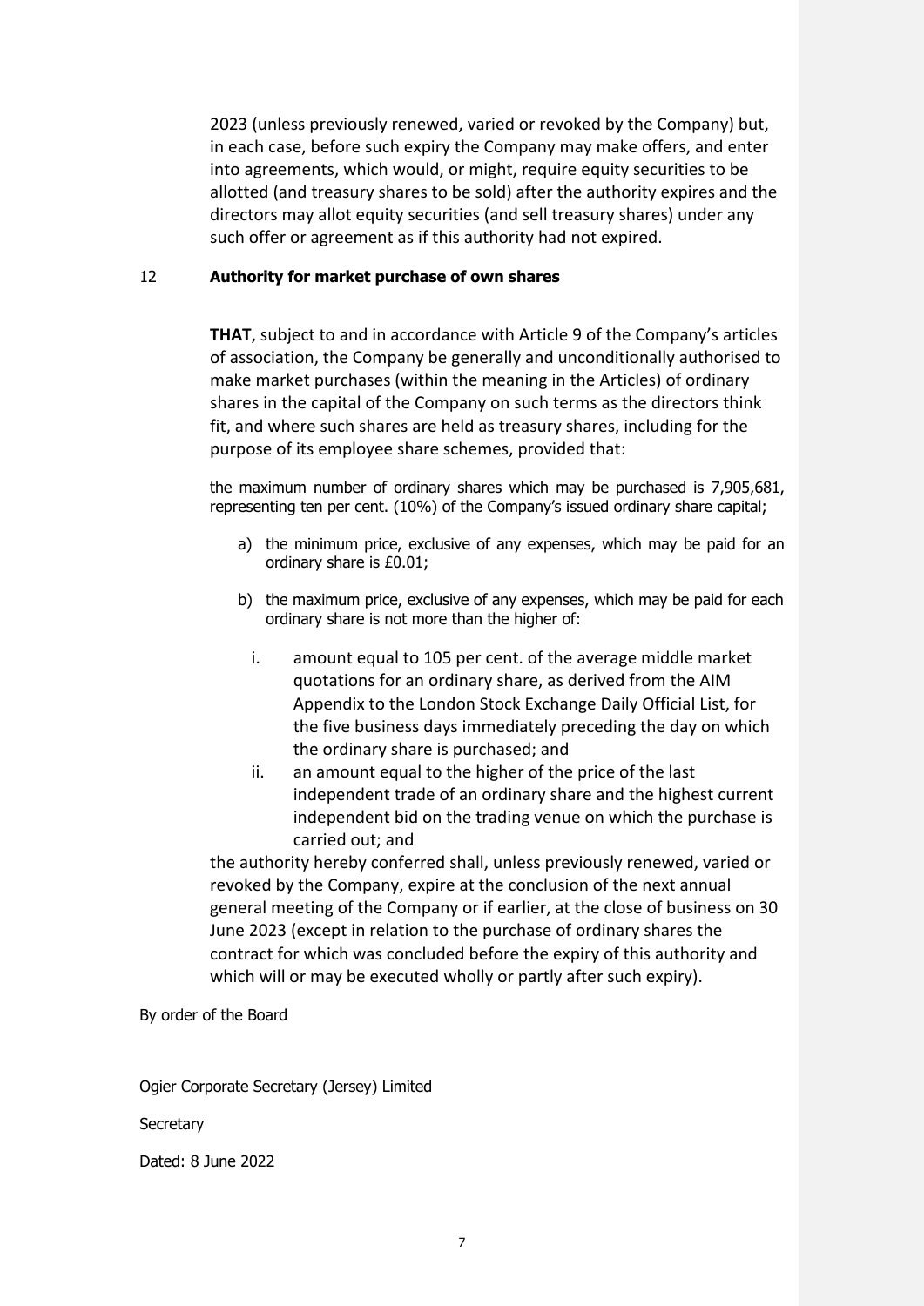2023 (unless previously renewed, varied or revoked by the Company) but, in each case, before such expiry the Company may make offers, and enter into agreements, which would, or might, require equity securities to be allotted (and treasury shares to be sold) after the authority expires and the directors may allot equity securities (and sell treasury shares) under any such offer or agreement as if this authority had not expired.

12 **Authority for market purchase of own shares**

**THAT**, subject to and in accordance with Article 9 of the Company's articles of association, the Company be generally and unconditionally authorised to make market purchases (within the meaning in the Articles) of ordinary shares in the capital of the Company on such terms as the directors think fit, and where such shares are held as treasury shares, including for the purpose of its employee share schemes, provided that:

the maximum number of ordinary shares which may be purchased is 7,905,681, representing ten per cent. (10%) of the Company's issued ordinary share capital;

a) the minimum price, exclusive of any expenses, which may be paid for an ordinary share is £0.01;

b) the maximum price, exclusive of any expenses, which may be paid for each ordinary share is not more than the higher of:

   i. amount equal to 105 per cent. of the average middle market quotations for an ordinary share, as derived from the AIM Appendix to the London Stock Exchange Daily Official List, for the five business days immediately preceding the day on which the ordinary share is purchased; and

   ii. an amount equal to the higher of the price of the last independent trade of an ordinary share and the highest current independent bid on the trading venue on which the purchase is carried out; and

the authority hereby conferred shall, unless previously renewed, varied or revoked by the Company, expire at the conclusion of the next annual general meeting of the Company or if earlier, at the close of business on 30 June 2023 (except in relation to the purchase of ordinary shares the contract for which was concluded before the expiry of this authority and which will or may be executed wholly or partly after such expiry).

By order of the Board

Ogier Corporate Secretary (Jersey) Limited

Secretary

Dated: 8 June 2022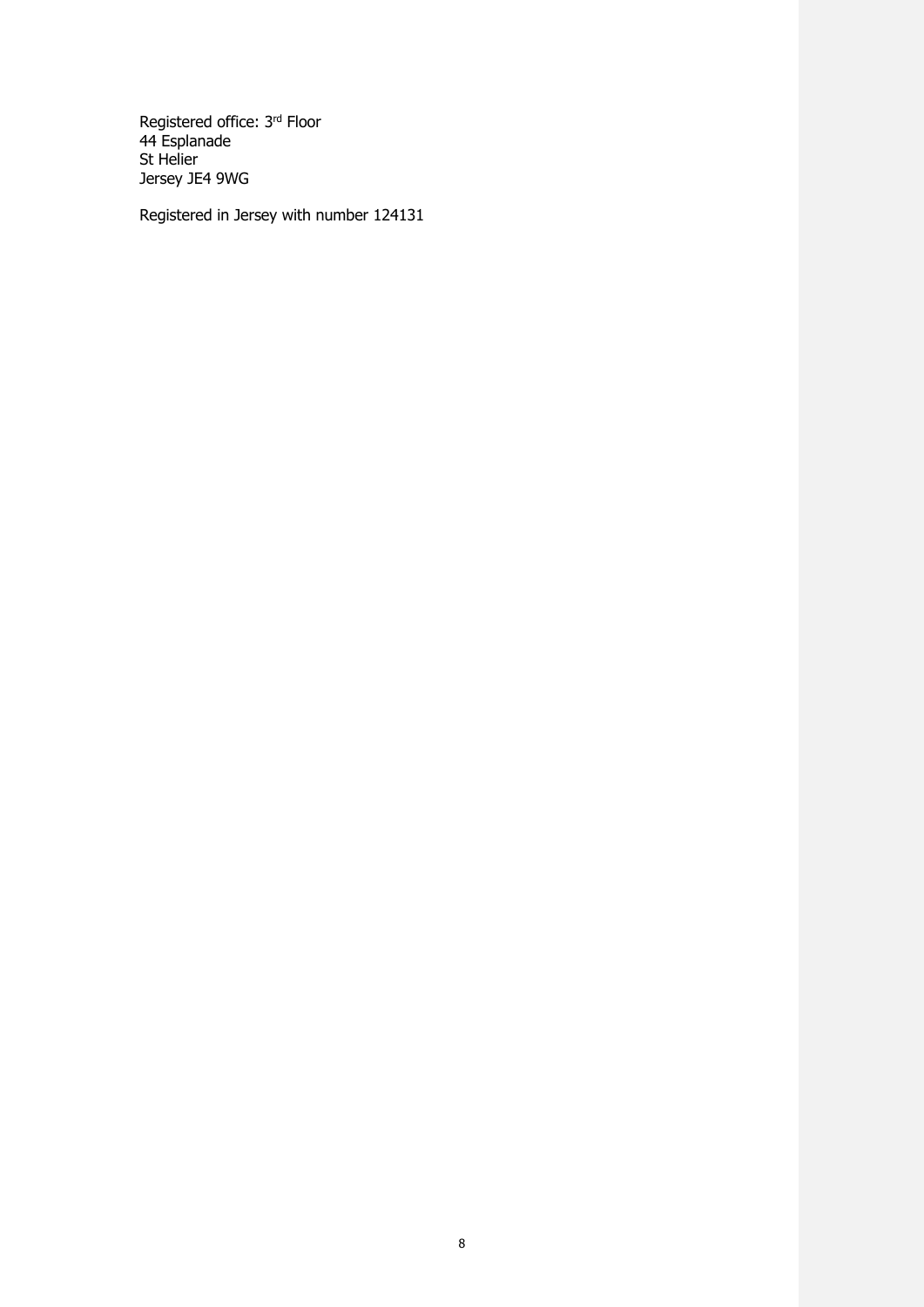Registered office: 3rd Floor
44 Esplanade
St Helier
Jersey JE4 9WG

Registered in Jersey with number 124131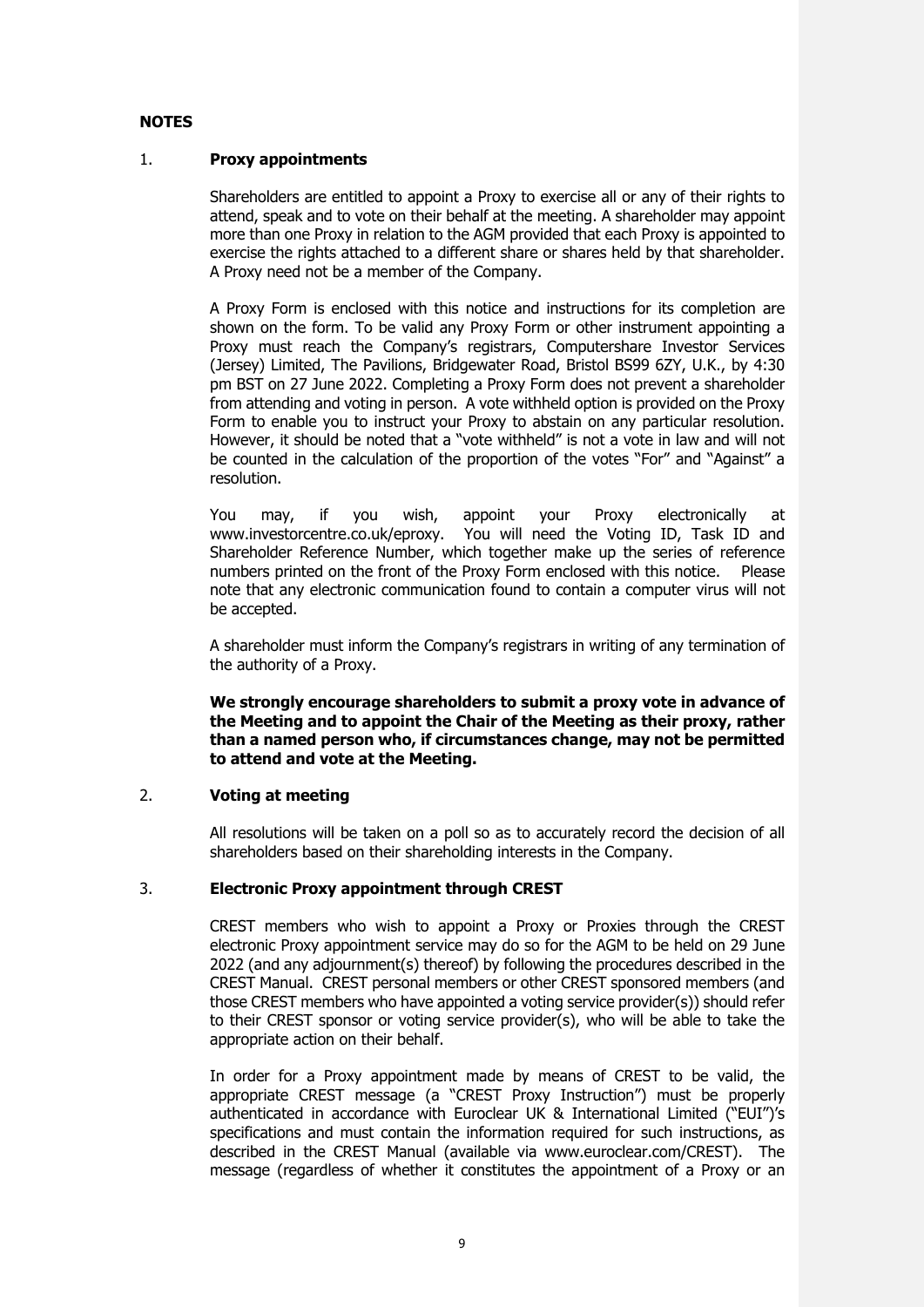## NOTES

1. **Proxy appointments**

Shareholders are entitled to appoint a Proxy to exercise all or any of their rights to attend, speak and to vote on their behalf at the meeting. A shareholder may appoint more than one Proxy in relation to the AGM provided that each Proxy is appointed to exercise the rights attached to a different share or shares held by that shareholder. A Proxy need not be a member of the Company.

A Proxy Form is enclosed with this notice and instructions for its completion are shown on the form. To be valid any Proxy Form or other instrument appointing a Proxy must reach the Company's registrars, Computershare Investor Services (Jersey) Limited, The Pavilions, Bridgewater Road, Bristol BS99 6ZY, U.K., by 4:30 pm BST on 27 June 2022. Completing a Proxy Form does not prevent a shareholder from attending and voting in person. A vote withheld option is provided on the Proxy Form to enable you to instruct your Proxy to abstain on any particular resolution. However, it should be noted that a "vote withheld" is not a vote in law and will not be counted in the calculation of the proportion of the votes "For" and "Against" a resolution.

You may, if you wish, appoint your Proxy electronically at www.investorcentre.co.uk/eproxy. You will need the Voting ID, Task ID and Shareholder Reference Number, which together make up the series of reference numbers printed on the front of the Proxy Form enclosed with this notice. Please note that any electronic communication found to contain a computer virus will not be accepted.

A shareholder must inform the Company's registrars in writing of any termination of the authority of a Proxy.

**We strongly encourage shareholders to submit a proxy vote in advance of the Meeting and to appoint the Chair of the Meeting as their proxy, rather than a named person who, if circumstances change, may not be permitted to attend and vote at the Meeting.**

2. **Voting at meeting**

All resolutions will be taken on a poll so as to accurately record the decision of all shareholders based on their shareholding interests in the Company.

3. **Electronic Proxy appointment through CREST**

CREST members who wish to appoint a Proxy or Proxies through the CREST electronic Proxy appointment service may do so for the AGM to be held on 29 June 2022 (and any adjournment(s) thereof) by following the procedures described in the CREST Manual. CREST personal members or other CREST sponsored members (and those CREST members who have appointed a voting service provider(s)) should refer to their CREST sponsor or voting service provider(s), who will be able to take the appropriate action on their behalf.

In order for a Proxy appointment made by means of CREST to be valid, the appropriate CREST message (a "CREST Proxy Instruction") must be properly authenticated in accordance with Euroclear UK & International Limited ("EUI")'s specifications and must contain the information required for such instructions, as described in the CREST Manual (available via www.euroclear.com/CREST). The message (regardless of whether it constitutes the appointment of a Proxy or an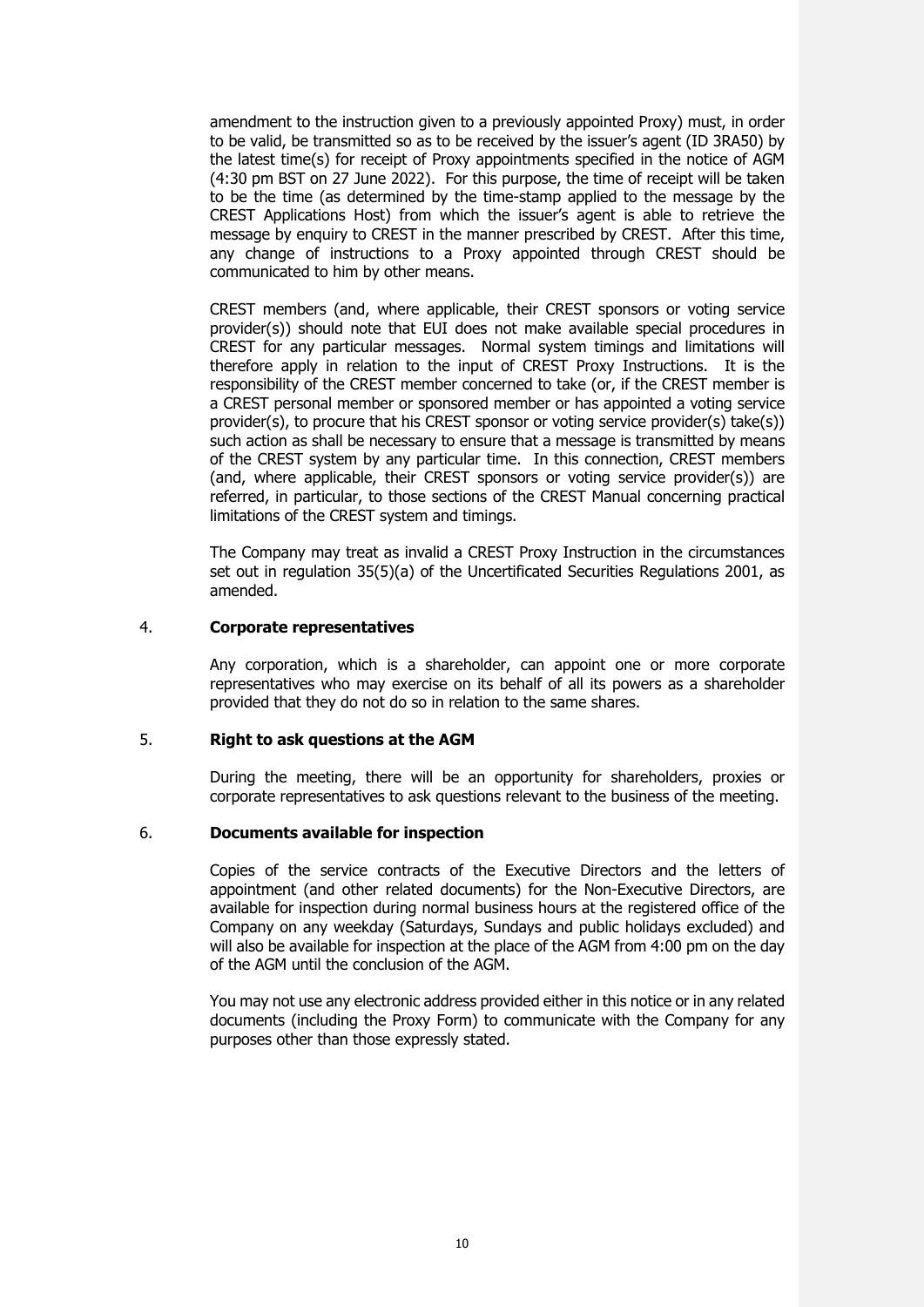amendment to the instruction given to a previously appointed Proxy) must, in order to be valid, be transmitted so as to be received by the issuer's agent (ID 3RA50) by the latest time(s) for receipt of Proxy appointments specified in the notice of AGM (4:30 pm BST on 27 June 2022). For this purpose, the time of receipt will be taken to be the time (as determined by the time-stamp applied to the message by the CREST Applications Host) from which the issuer's agent is able to retrieve the message by enquiry to CREST in the manner prescribed by CREST. After this time, any change of instructions to a Proxy appointed through CREST should be communicated to him by other means.

CREST members (and, where applicable, their CREST sponsors or voting service provider(s)) should note that EUI does not make available special procedures in CREST for any particular messages. Normal system timings and limitations will therefore apply in relation to the input of CREST Proxy Instructions. It is the responsibility of the CREST member concerned to take (or, if the CREST member is a CREST personal member or sponsored member or has appointed a voting service provider(s), to procure that his CREST sponsor or voting service provider(s) take(s)) such action as shall be necessary to ensure that a message is transmitted by means of the CREST system by any particular time. In this connection, CREST members (and, where applicable, their CREST sponsors or voting service provider(s)) are referred, in particular, to those sections of the CREST Manual concerning practical limitations of the CREST system and timings.

The Company may treat as invalid a CREST Proxy Instruction in the circumstances set out in regulation 35(5)(a) of the Uncertificated Securities Regulations 2001, as amended.

4. **Corporate representatives**

Any corporation, which is a shareholder, can appoint one or more corporate representatives who may exercise on its behalf of all its powers as a shareholder provided that they do not do so in relation to the same shares.

5. **Right to ask questions at the AGM**

During the meeting, there will be an opportunity for shareholders, proxies or corporate representatives to ask questions relevant to the business of the meeting.

6. **Documents available for inspection**

Copies of the service contracts of the Executive Directors and the letters of appointment (and other related documents) for the Non-Executive Directors, are available for inspection during normal business hours at the registered office of the Company on any weekday (Saturdays, Sundays and public holidays excluded) and will also be available for inspection at the place of the AGM from 4:00 pm on the day of the AGM until the conclusion of the AGM.

You may not use any electronic address provided either in this notice or in any related documents (including the Proxy Form) to communicate with the Company for any purposes other than those expressly stated.